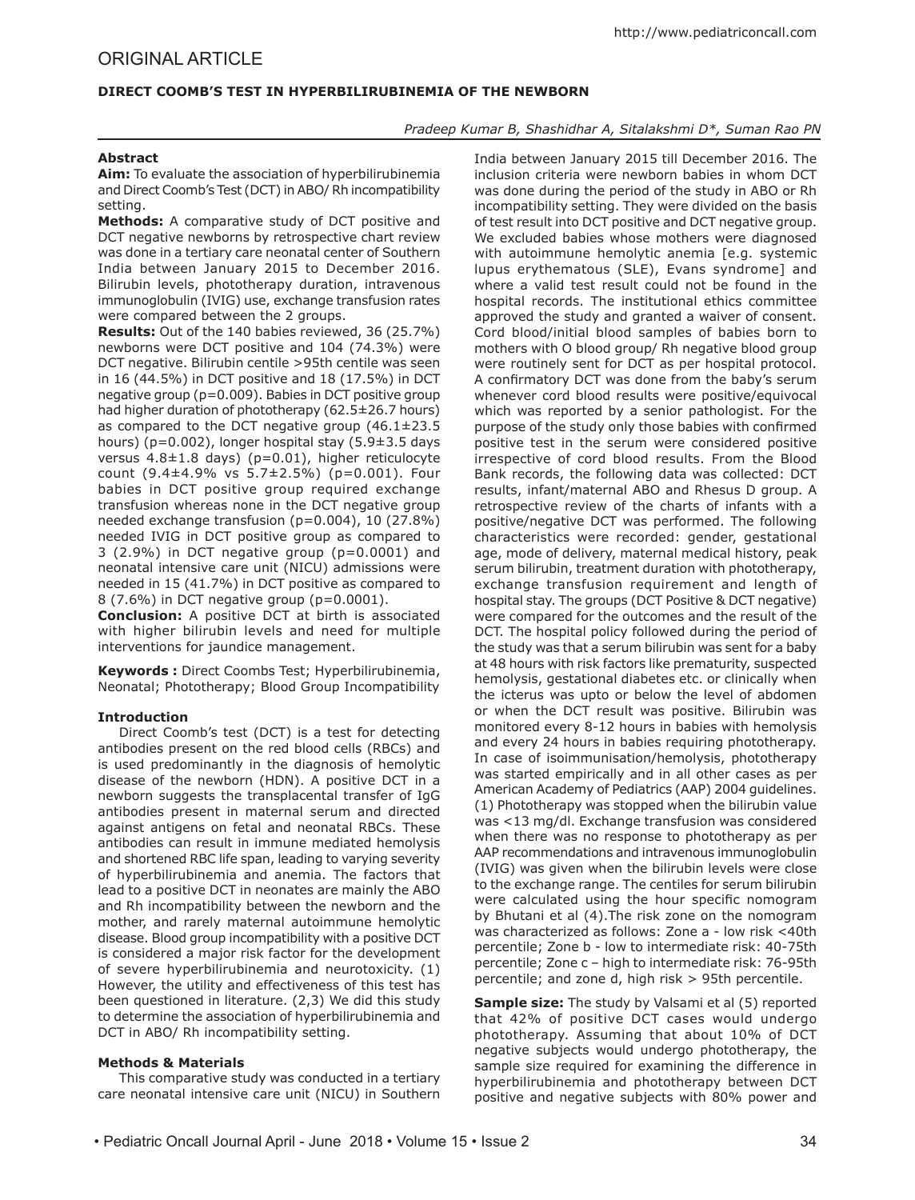ORIGINAL ARTICLE

# DIRECT COOMB'S TEST IN HYPERBILIRUBINEMIA OF THE NEWBORN

*Pradeep Kumar B, Shashidhar A, Sitalakshmi D*, Suman Rao PN*

## Abstract

**Aim:** To evaluate the association of hyperbilirubinemia and Direct Coomb's Test (DCT) in ABO/ Rh incompatibility setting.

**Methods:** A comparative study of DCT positive and DCT negative newborns by retrospective chart review was done in a tertiary care neonatal center of Southern India between January 2015 to December 2016. Bilirubin levels, phototherapy duration, intravenous immunoglobulin (IVIG) use, exchange transfusion rates were compared between the 2 groups.

**Results:** Out of the 140 babies reviewed, 36 (25.7%) newborns were DCT positive and 104 (74.3%) were DCT negative. Bilirubin centile >95th centile was seen in 16 (44.5%) in DCT positive and 18 (17.5%) in DCT negative group (p=0.009). Babies in DCT positive group had higher duration of phototherapy (62.5±26.7 hours) as compared to the DCT negative group (46.1±23.5 hours) (p=0.002), longer hospital stay (5.9±3.5 days versus 4.8±1.8 days) (p=0.01), higher reticulocyte count (9.4±4.9% vs 5.7±2.5%) (p=0.001). Four babies in DCT positive group required exchange transfusion whereas none in the DCT negative group needed exchange transfusion (p=0.004), 10 (27.8%) needed IVIG in DCT positive group as compared to 3 (2.9%) in DCT negative group (p=0.0001) and neonatal intensive care unit (NICU) admissions were needed in 15 (41.7%) in DCT positive as compared to 8 (7.6%) in DCT negative group (p=0.0001).

**Conclusion:** A positive DCT at birth is associated with higher bilirubin levels and need for multiple interventions for jaundice management.

**Keywords :** Direct Coombs Test; Hyperbilirubinemia, Neonatal; Phototherapy; Blood Group Incompatibility

## Introduction

Direct Coomb's test (DCT) is a test for detecting antibodies present on the red blood cells (RBCs) and is used predominantly in the diagnosis of hemolytic disease of the newborn (HDN). A positive DCT in a newborn suggests the transplacental transfer of IgG antibodies present in maternal serum and directed against antigens on fetal and neonatal RBCs. These antibodies can result in immune mediated hemolysis and shortened RBC life span, leading to varying severity of hyperbilirubinemia and anemia. The factors that lead to a positive DCT in neonates are mainly the ABO and Rh incompatibility between the newborn and the mother, and rarely maternal autoimmune hemolytic disease. Blood group incompatibility with a positive DCT is considered a major risk factor for the development of severe hyperbilirubinemia and neurotoxicity. (1) However, the utility and effectiveness of this test has been questioned in literature. (2,3) We did this study to determine the association of hyperbilirubinemia and DCT in ABO/ Rh incompatibility setting.

## Methods & Materials

This comparative study was conducted in a tertiary care neonatal intensive care unit (NICU) in Southern India between January 2015 till December 2016. The inclusion criteria were newborn babies in whom DCT was done during the period of the study in ABO or Rh incompatibility setting. They were divided on the basis of test result into DCT positive and DCT negative group. We excluded babies whose mothers were diagnosed with autoimmune hemolytic anemia [e.g. systemic lupus erythematous (SLE), Evans syndrome] and where a valid test result could not be found in the hospital records. The institutional ethics committee approved the study and granted a waiver of consent. Cord blood/initial blood samples of babies born to mothers with O blood group/ Rh negative blood group were routinely sent for DCT as per hospital protocol. A confirmatory DCT was done from the baby's serum whenever cord blood results were positive/equivocal which was reported by a senior pathologist. For the purpose of the study only those babies with confirmed positive test in the serum were considered positive irrespective of cord blood results. From the Blood Bank records, the following data was collected: DCT results, infant/maternal ABO and Rhesus D group. A retrospective review of the charts of infants with a positive/negative DCT was performed. The following characteristics were recorded: gender, gestational age, mode of delivery, maternal medical history, peak serum bilirubin, treatment duration with phototherapy, exchange transfusion requirement and length of hospital stay. The groups (DCT Positive & DCT negative) were compared for the outcomes and the result of the DCT. The hospital policy followed during the period of the study was that a serum bilirubin was sent for a baby at 48 hours with risk factors like prematurity, suspected hemolysis, gestational diabetes etc. or clinically when the icterus was upto or below the level of abdomen or when the DCT result was positive. Bilirubin was monitored every 8-12 hours in babies with hemolysis and every 24 hours in babies requiring phototherapy. In case of isoimmunisation/hemolysis, phototherapy was started empirically and in all other cases as per American Academy of Pediatrics (AAP) 2004 guidelines. (1) Phototherapy was stopped when the bilirubin value was <13 mg/dl. Exchange transfusion was considered when there was no response to phototherapy as per AAP recommendations and intravenous immunoglobulin (IVIG) was given when the bilirubin levels were close to the exchange range. The centiles for serum bilirubin were calculated using the hour specific nomogram by Bhutani et al (4).The risk zone on the nomogram was characterized as follows: Zone a - low risk <40th percentile; Zone b - low to intermediate risk: 40-75th percentile; Zone c – high to intermediate risk: 76-95th percentile; and zone d, high risk > 95th percentile.

**Sample size:** The study by Valsami et al (5) reported that 42% of positive DCT cases would undergo phototherapy. Assuming that about 10% of DCT negative subjects would undergo phototherapy, the sample size required for examining the difference in hyperbilirubinemia and phototherapy between DCT positive and negative subjects with 80% power and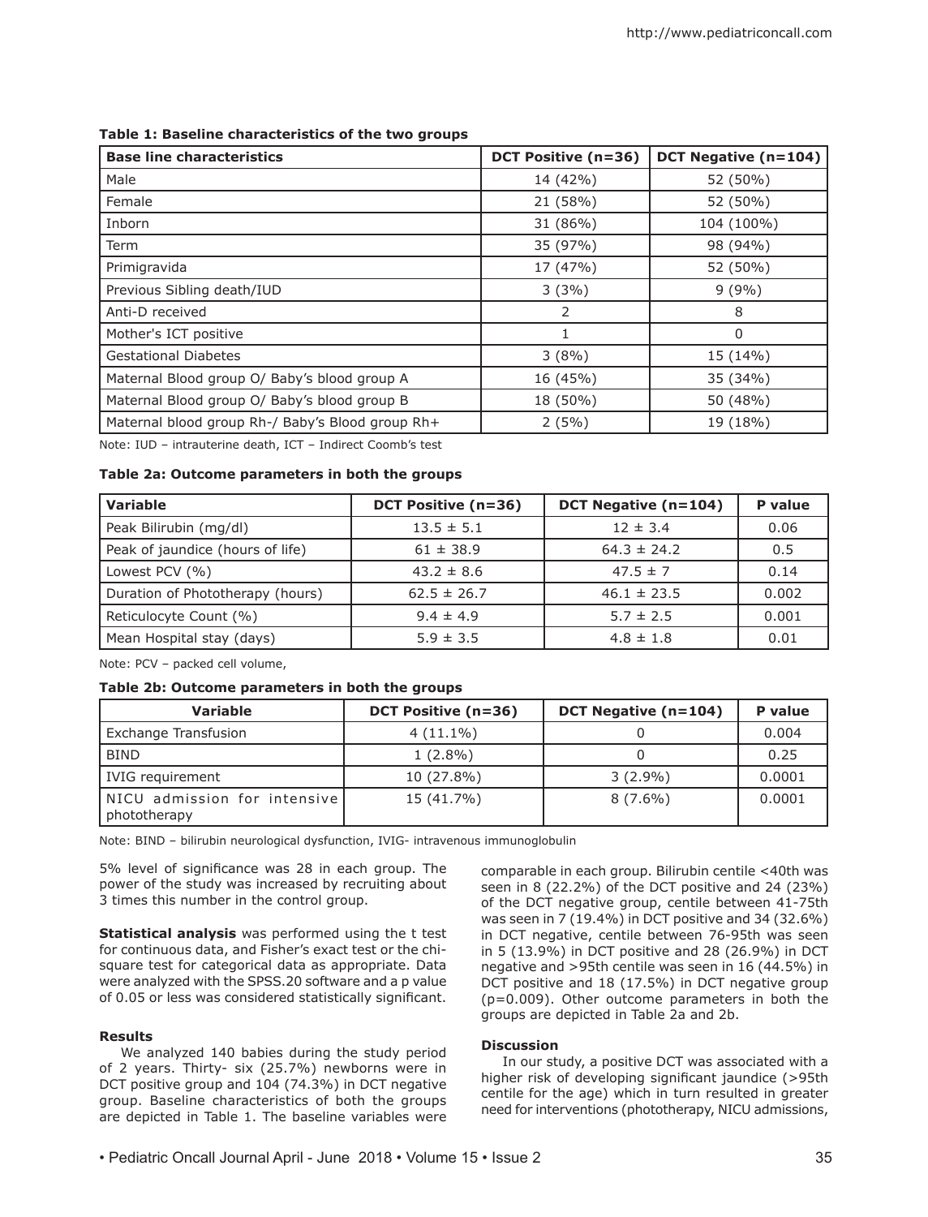**Table 1: Baseline characteristics of the two groups**

| Base line characteristics | DCT Positive (n=36) | DCT Negative (n=104) |
|---|---|---|
| Male | 14 (42%) | 52 (50%) |
| Female | 21 (58%) | 52 (50%) |
| Inborn | 31 (86%) | 104 (100%) |
| Term | 35 (97%) | 98 (94%) |
| Primigravida | 17 (47%) | 52 (50%) |
| Previous Sibling death/IUD | 3 (3%) | 9 (9%) |
| Anti-D received | 2 | 8 |
| Mother's ICT positive | 1 | 0 |
| Gestational Diabetes | 3 (8%) | 15 (14%) |
| Maternal Blood group O/ Baby's blood group A | 16 (45%) | 35 (34%) |
| Maternal Blood group O/ Baby's blood group B | 18 (50%) | 50 (48%) |
| Maternal blood group Rh-/ Baby's Blood group Rh+ | 2 (5%) | 19 (18%) |

Note: IUD – intrauterine death, ICT – Indirect Coomb's test

**Table 2a: Outcome parameters in both the groups**

| Variable | DCT Positive (n=36) | DCT Negative (n=104) | P value |
|---|---|---|---|
| Peak Bilirubin (mg/dl) | 13.5 ± 5.1 | 12 ± 3.4 | 0.06 |
| Peak of jaundice (hours of life) | 61 ± 38.9 | 64.3 ± 24.2 | 0.5 |
| Lowest PCV (%) | 43.2 ± 8.6 | 47.5 ± 7 | 0.14 |
| Duration of Phototherapy (hours) | 62.5 ± 26.7 | 46.1 ± 23.5 | 0.002 |
| Reticulocyte Count (%) | 9.4 ± 4.9 | 5.7 ± 2.5 | 0.001 |
| Mean Hospital stay (days) | 5.9 ± 3.5 | 4.8 ± 1.8 | 0.01 |

Note: PCV – packed cell volume,

**Table 2b: Outcome parameters in both the groups**

| Variable | DCT Positive (n=36) | DCT Negative (n=104) | P value |
|---|---|---|---|
| Exchange Transfusion | 4 (11.1%) | 0 | 0.004 |
| BIND | 1 (2.8%) | 0 | 0.25 |
| IVIG requirement | 10 (27.8%) | 3 (2.9%) | 0.0001 |
| NICU admission for intensive phototherapy | 15 (41.7%) | 8 (7.6%) | 0.0001 |

Note: BIND – bilirubin neurological dysfunction, IVIG- intravenous immunoglobulin

5% level of significance was 28 in each group. The power of the study was increased by recruiting about 3 times this number in the control group.

**Statistical analysis** was performed using the t test for continuous data, and Fisher's exact test or the chi-square test for categorical data as appropriate. Data were analyzed with the SPSS.20 software and a p value of 0.05 or less was considered statistically significant.

**Results**

We analyzed 140 babies during the study period of 2 years. Thirty- six (25.7%) newborns were in DCT positive group and 104 (74.3%) in DCT negative group. Baseline characteristics of both the groups are depicted in Table 1. The baseline variables were comparable in each group. Bilirubin centile <40th was seen in 8 (22.2%) of the DCT positive and 24 (23%) of the DCT negative group, centile between 41-75th was seen in 7 (19.4%) in DCT positive and 34 (32.6%) in DCT negative, centile between 76-95th was seen in 5 (13.9%) in DCT positive and 28 (26.9%) in DCT negative and >95th centile was seen in 16 (44.5%) in DCT positive and 18 (17.5%) in DCT negative group (p=0.009). Other outcome parameters in both the groups are depicted in Table 2a and 2b.

**Discussion**

In our study, a positive DCT was associated with a higher risk of developing significant jaundice (>95th centile for the age) which in turn resulted in greater need for interventions (phototherapy, NICU admissions,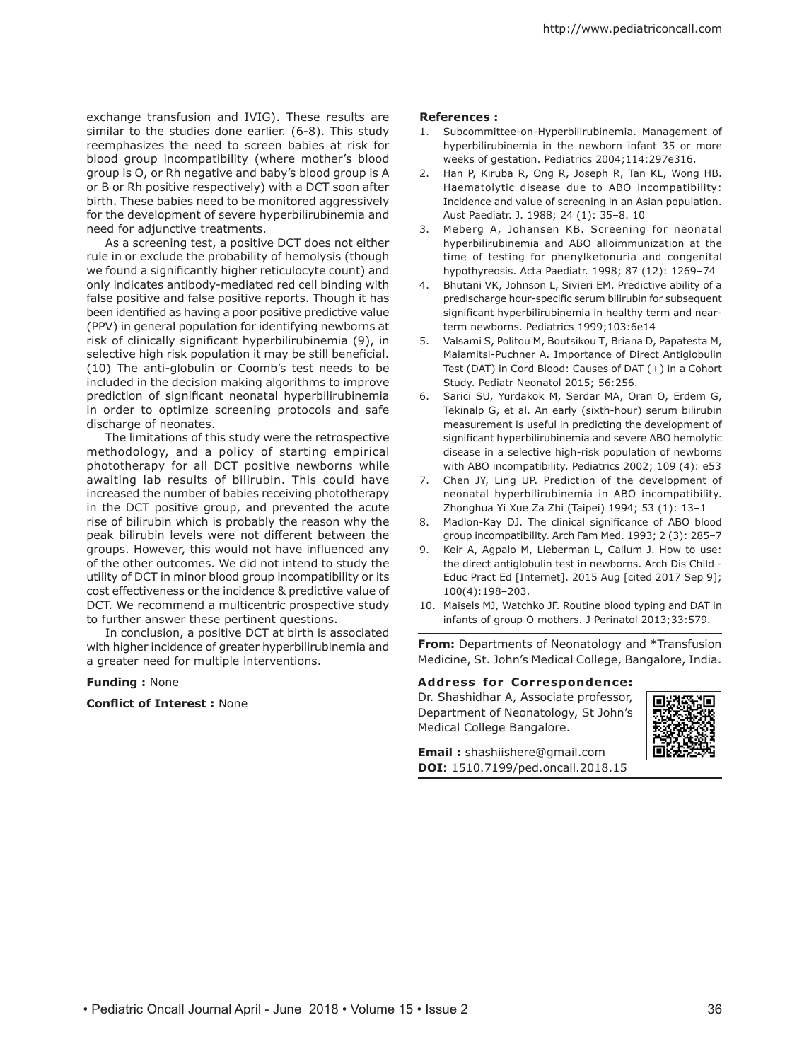exchange transfusion and IVIG). These results are similar to the studies done earlier. (6-8). This study reemphasizes the need to screen babies at risk for blood group incompatibility (where mother's blood group is O, or Rh negative and baby's blood group is A or B or Rh positive respectively) with a DCT soon after birth. These babies need to be monitored aggressively for the development of severe hyperbilirubinemia and need for adjunctive treatments.

As a screening test, a positive DCT does not either rule in or exclude the probability of hemolysis (though we found a significantly higher reticulocyte count) and only indicates antibody-mediated red cell binding with false positive and false positive reports. Though it has been identified as having a poor positive predictive value (PPV) in general population for identifying newborns at risk of clinically significant hyperbilirubinemia (9), in selective high risk population it may be still beneficial. (10) The anti-globulin or Coomb's test needs to be included in the decision making algorithms to improve prediction of significant neonatal hyperbilirubinemia in order to optimize screening protocols and safe discharge of neonates.

The limitations of this study were the retrospective methodology, and a policy of starting empirical phototherapy for all DCT positive newborns while awaiting lab results of bilirubin. This could have increased the number of babies receiving phototherapy in the DCT positive group, and prevented the acute rise of bilirubin which is probably the reason why the peak bilirubin levels were not different between the groups. However, this would not have influenced any of the other outcomes. We did not intend to study the utility of DCT in minor blood group incompatibility or its cost effectiveness or the incidence & predictive value of DCT. We recommend a multicentric prospective study to further answer these pertinent questions.

In conclusion, a positive DCT at birth is associated with higher incidence of greater hyperbilirubinemia and a greater need for multiple interventions.

**Funding :** None

**Conflict of Interest :** None

**References :**

1. Subcommittee-on-Hyperbilirubinemia. Management of hyperbilirubinemia in the newborn infant 35 or more weeks of gestation. Pediatrics 2004;114:297e316.
2. Han P, Kiruba R, Ong R, Joseph R, Tan KL, Wong HB. Haematolytic disease due to ABO incompatibility: Incidence and value of screening in an Asian population. Aust Paediatr. J. 1988; 24 (1): 35–8. 10
3. Meberg A, Johansen KB. Screening for neonatal hyperbilirubinemia and ABO alloimmunization at the time of testing for phenylketonuria and congenital hypothyreosis. Acta Paediatr. 1998; 87 (12): 1269–74
4. Bhutani VK, Johnson L, Sivieri EM. Predictive ability of a predischarge hour-specific serum bilirubin for subsequent significant hyperbilirubinemia in healthy term and near-term newborns. Pediatrics 1999;103:6e14
5. Valsami S, Politou M, Boutsikou T, Briana D, Papatesta M, Malamitsi-Puchner A. Importance of Direct Antiglobulin Test (DAT) in Cord Blood: Causes of DAT (+) in a Cohort Study. Pediatr Neonatol 2015; 56:256.
6. Sarici SU, Yurdakok M, Serdar MA, Oran O, Erdem G, Tekinalp G, et al. An early (sixth-hour) serum bilirubin measurement is useful in predicting the development of significant hyperbilirubinemia and severe ABO hemolytic disease in a selective high-risk population of newborns with ABO incompatibility. Pediatrics 2002; 109 (4): e53
7. Chen JY, Ling UP. Prediction of the development of neonatal hyperbilirubinemia in ABO incompatibility. Zhonghua Yi Xue Za Zhi (Taipei) 1994; 53 (1): 13–1
8. Madlon-Kay DJ. The clinical significance of ABO blood group incompatibility. Arch Fam Med. 1993; 2 (3): 285–7
9. Keir A, Agpalo M, Lieberman L, Callum J. How to use: the direct antiglobulin test in newborns. Arch Dis Child - Educ Pract Ed [Internet]. 2015 Aug [cited 2017 Sep 9]; 100(4):198–203.
10. Maisels MJ, Watchko JF. Routine blood typing and DAT in infants of group O mothers. J Perinatol 2013;33:579.

**From:** Departments of Neonatology and *Transfusion Medicine, St. John's Medical College, Bangalore, India.

**Address for Correspondence:**
Dr. Shashidhar A, Associate professor, Department of Neonatology, St John's Medical College Bangalore.

**Email :** shashiishere@gmail.com
**DOI:** 1510.7199/ped.oncall.2018.15